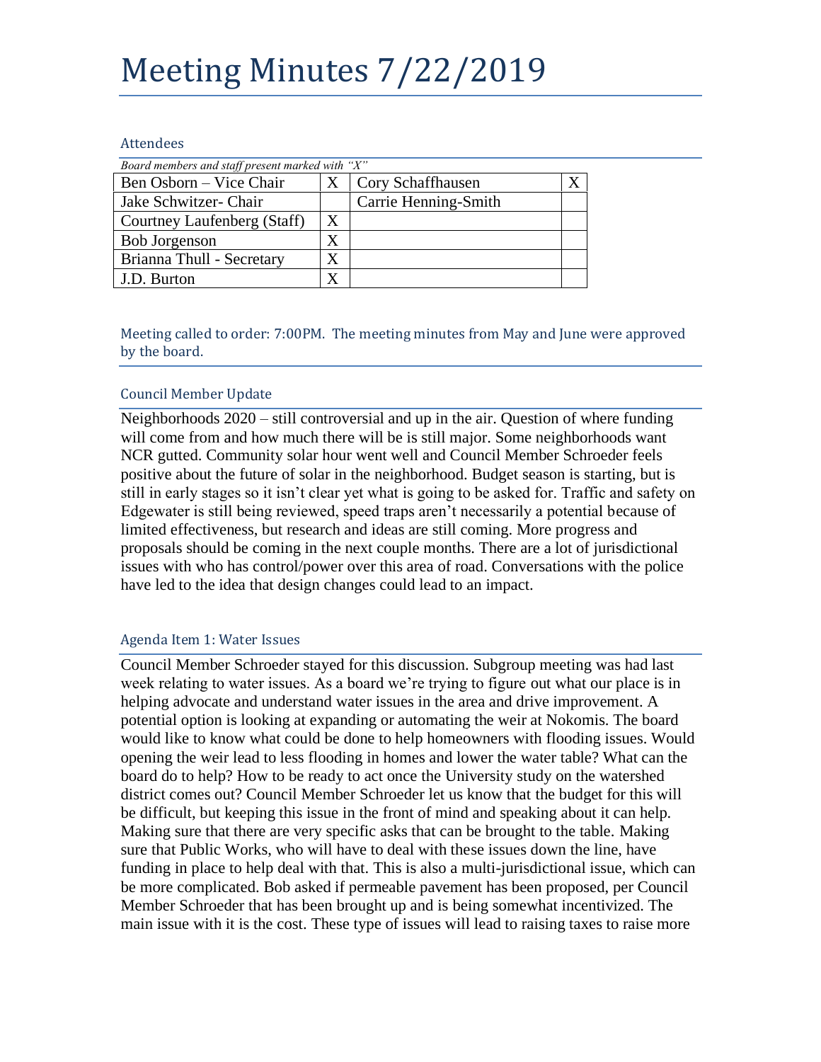# Meeting Minutes 7/22/2019

## Attendees

*Board members and staff present marked with "X"*

| | | | |
|---|---|---|---|
| Ben Osborn – Vice Chair | X | Cory Schaffhausen | X |
| Jake Schwitzer- Chair | | Carrie Henning-Smith | |
| Courtney Laufenberg (Staff) | X | | |
| Bob Jorgenson | X | | |
| Brianna Thull - Secretary | X | | |
| J.D. Burton | X | | |

## Meeting called to order: 7:00PM. The meeting minutes from May and June were approved by the board.

### Council Member Update

Neighborhoods 2020 – still controversial and up in the air. Question of where funding will come from and how much there will be is still major. Some neighborhoods want NCR gutted. Community solar hour went well and Council Member Schroeder feels positive about the future of solar in the neighborhood. Budget season is starting, but is still in early stages so it isn't clear yet what is going to be asked for. Traffic and safety on Edgewater is still being reviewed, speed traps aren't necessarily a potential because of limited effectiveness, but research and ideas are still coming. More progress and proposals should be coming in the next couple months. There are a lot of jurisdictional issues with who has control/power over this area of road. Conversations with the police have led to the idea that design changes could lead to an impact.

### Agenda Item 1: Water Issues

Council Member Schroeder stayed for this discussion. Subgroup meeting was had last week relating to water issues. As a board we're trying to figure out what our place is in helping advocate and understand water issues in the area and drive improvement. A potential option is looking at expanding or automating the weir at Nokomis. The board would like to know what could be done to help homeowners with flooding issues. Would opening the weir lead to less flooding in homes and lower the water table? What can the board do to help? How to be ready to act once the University study on the watershed district comes out? Council Member Schroeder let us know that the budget for this will be difficult, but keeping this issue in the front of mind and speaking about it can help. Making sure that there are very specific asks that can be brought to the table. Making sure that Public Works, who will have to deal with these issues down the line, have funding in place to help deal with that. This is also a multi-jurisdictional issue, which can be more complicated. Bob asked if permeable pavement has been proposed, per Council Member Schroeder that has been brought up and is being somewhat incentivized. The main issue with it is the cost. These type of issues will lead to raising taxes to raise more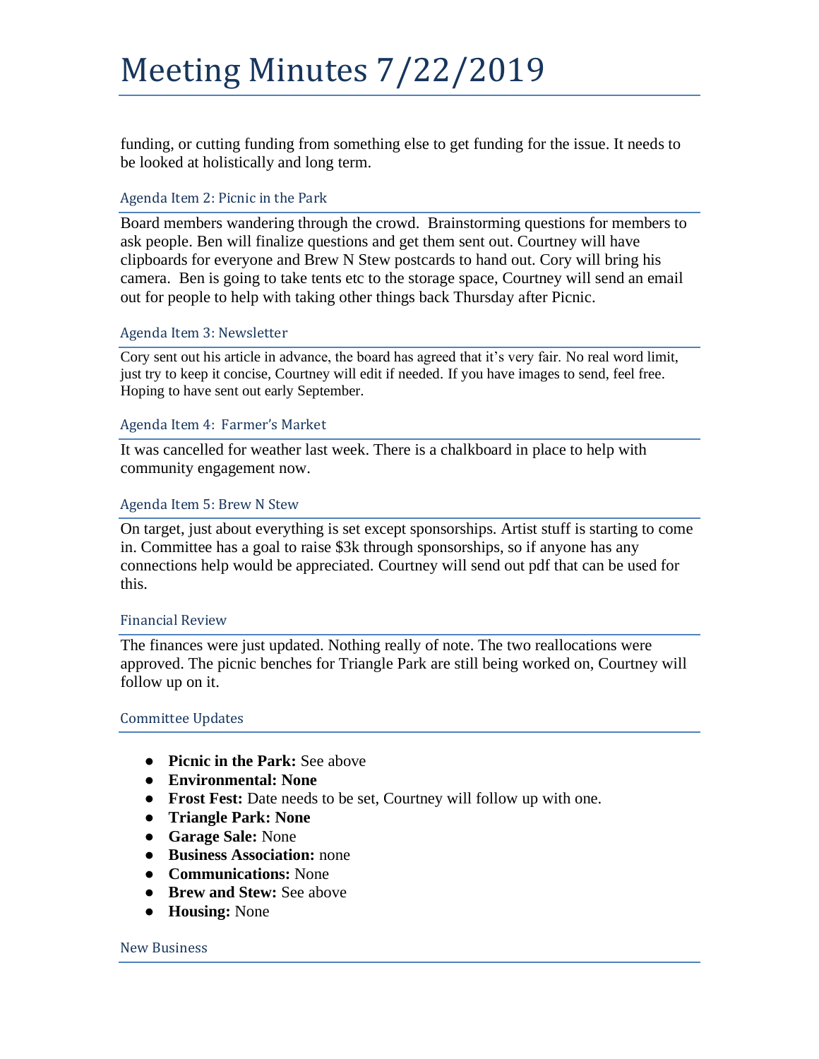# Meeting Minutes 7/22/2019

funding, or cutting funding from something else to get funding for the issue. It needs to be looked at holistically and long term.

### Agenda Item 2: Picnic in the Park

Board members wandering through the crowd.  Brainstorming questions for members to ask people. Ben will finalize questions and get them sent out. Courtney will have clipboards for everyone and Brew N Stew postcards to hand out. Cory will bring his camera.  Ben is going to take tents etc to the storage space, Courtney will send an email out for people to help with taking other things back Thursday after Picnic.

### Agenda Item 3: Newsletter

Cory sent out his article in advance, the board has agreed that it's very fair. No real word limit, just try to keep it concise, Courtney will edit if needed. If you have images to send, feel free. Hoping to have sent out early September.

### Agenda Item 4:  Farmer's Market

It was cancelled for weather last week. There is a chalkboard in place to help with community engagement now.

### Agenda Item 5: Brew N Stew

On target, just about everything is set except sponsorships. Artist stuff is starting to come in. Committee has a goal to raise $3k through sponsorships, so if anyone has any connections help would be appreciated. Courtney will send out pdf that can be used for this.

### Financial Review

The finances were just updated. Nothing really of note. The two reallocations were approved. The picnic benches for Triangle Park are still being worked on, Courtney will follow up on it.

### Committee Updates

- **Picnic in the Park:** See above
- **Environmental: None**
- **Frost Fest:** Date needs to be set, Courtney will follow up with one.
- **Triangle Park: None**
- **Garage Sale:** None
- **Business Association:** none
- **Communications:** None
- **Brew and Stew:** See above
- **Housing:** None

### New Business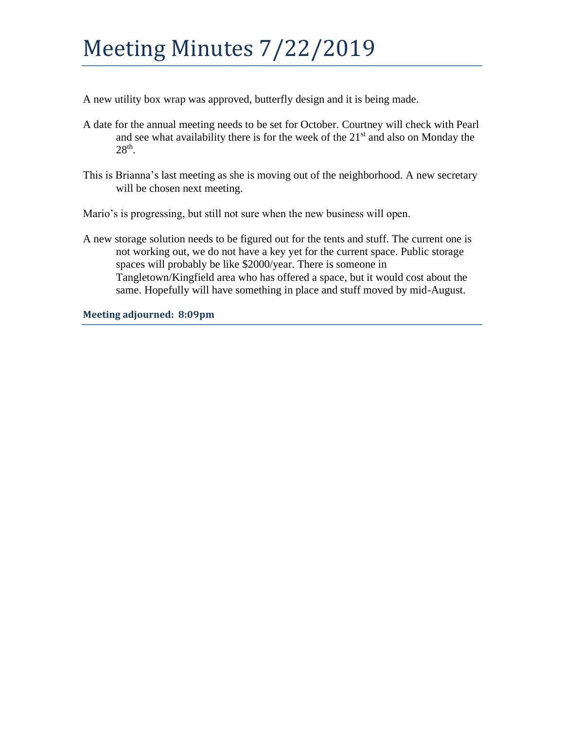# Meeting Minutes 7/22/2019

A new utility box wrap was approved, butterfly design and it is being made.

A date for the annual meeting needs to be set for October. Courtney will check with Pearl and see what availability there is for the week of the 21st and also on Monday the 28th.

This is Brianna's last meeting as she is moving out of the neighborhood. A new secretary will be chosen next meeting.

Mario's is progressing, but still not sure when the new business will open.

A new storage solution needs to be figured out for the tents and stuff. The current one is not working out, we do not have a key yet for the current space. Public storage spaces will probably be like $2000/year. There is someone in Tangletown/Kingfield area who has offered a space, but it would cost about the same. Hopefully will have something in place and stuff moved by mid-August.

**Meeting adjourned: 8:09pm**